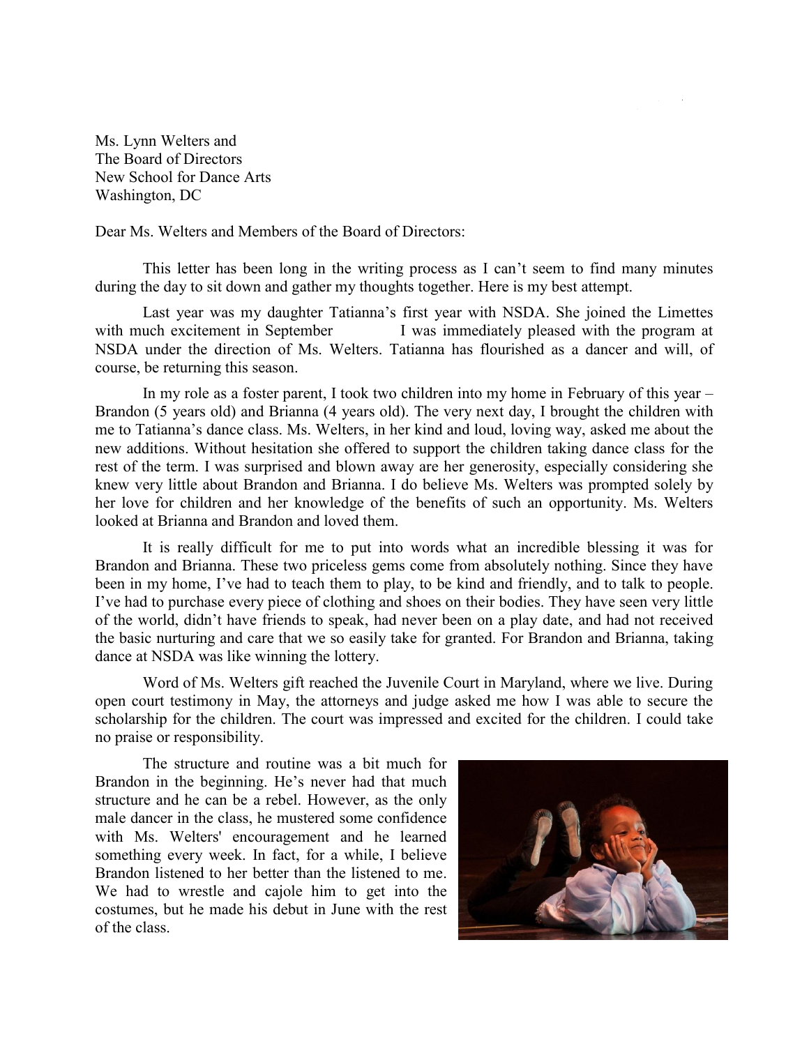Ms. Lynn Welters and
The Board of Directors
New School for Dance Arts
Washington, DC

Dear Ms. Welters and Members of the Board of Directors:

This letter has been long in the writing process as I can't seem to find many minutes during the day to sit down and gather my thoughts together. Here is my best attempt.

Last year was my daughter Tatianna's first year with NSDA. She joined the Limettes with much excitement in September I was immediately pleased with the program at NSDA under the direction of Ms. Welters. Tatianna has flourished as a dancer and will, of course, be returning this season.

In my role as a foster parent, I took two children into my home in February of this year – Brandon (5 years old) and Brianna (4 years old). The very next day, I brought the children with me to Tatianna's dance class. Ms. Welters, in her kind and loud, loving way, asked me about the new additions. Without hesitation she offered to support the children taking dance class for the rest of the term. I was surprised and blown away are her generosity, especially considering she knew very little about Brandon and Brianna. I do believe Ms. Welters was prompted solely by her love for children and her knowledge of the benefits of such an opportunity. Ms. Welters looked at Brianna and Brandon and loved them.

It is really difficult for me to put into words what an incredible blessing it was for Brandon and Brianna. These two priceless gems come from absolutely nothing. Since they have been in my home, I've had to teach them to play, to be kind and friendly, and to talk to people. I've had to purchase every piece of clothing and shoes on their bodies. They have seen very little of the world, didn't have friends to speak, had never been on a play date, and had not received the basic nurturing and care that we so easily take for granted. For Brandon and Brianna, taking dance at NSDA was like winning the lottery.

Word of Ms. Welters gift reached the Juvenile Court in Maryland, where we live. During open court testimony in May, the attorneys and judge asked me how I was able to secure the scholarship for the children. The court was impressed and excited for the children. I could take no praise or responsibility.

The structure and routine was a bit much for Brandon in the beginning. He's never had that much structure and he can be a rebel. However, as the only male dancer in the class, he mustered some confidence with Ms. Welters' encouragement and he learned something every week. In fact, for a while, I believe Brandon listened to her better than the listened to me. We had to wrestle and cajole him to get into the costumes, but he made his debut in June with the rest of the class.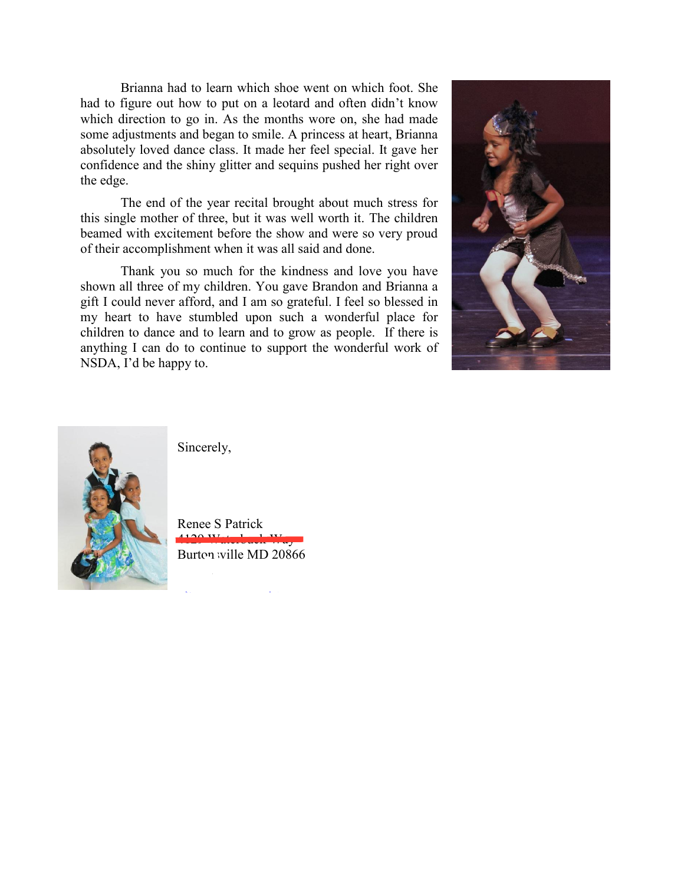Brianna had to learn which shoe went on which foot. She had to figure out how to put on a leotard and often didn't know which direction to go in. As the months wore on, she had made some adjustments and began to smile. A princess at heart, Brianna absolutely loved dance class. It made her feel special. It gave her confidence and the shiny glitter and sequins pushed her right over the edge.

The end of the year recital brought about much stress for this single mother of three, but it was well worth it. The children beamed with excitement before the show and were so very proud of their accomplishment when it was all said and done.

Thank you so much for the kindness and love you have shown all three of my children. You gave Brandon and Brianna a gift I could never afford, and I am so grateful. I feel so blessed in my heart to have stumbled upon such a wonderful place for children to dance and to learn and to grow as people. If there is anything I can do to continue to support the wonderful work of NSDA, I'd be happy to.

Sincerely,

Renee S Patrick

Burtonsville MD 20866